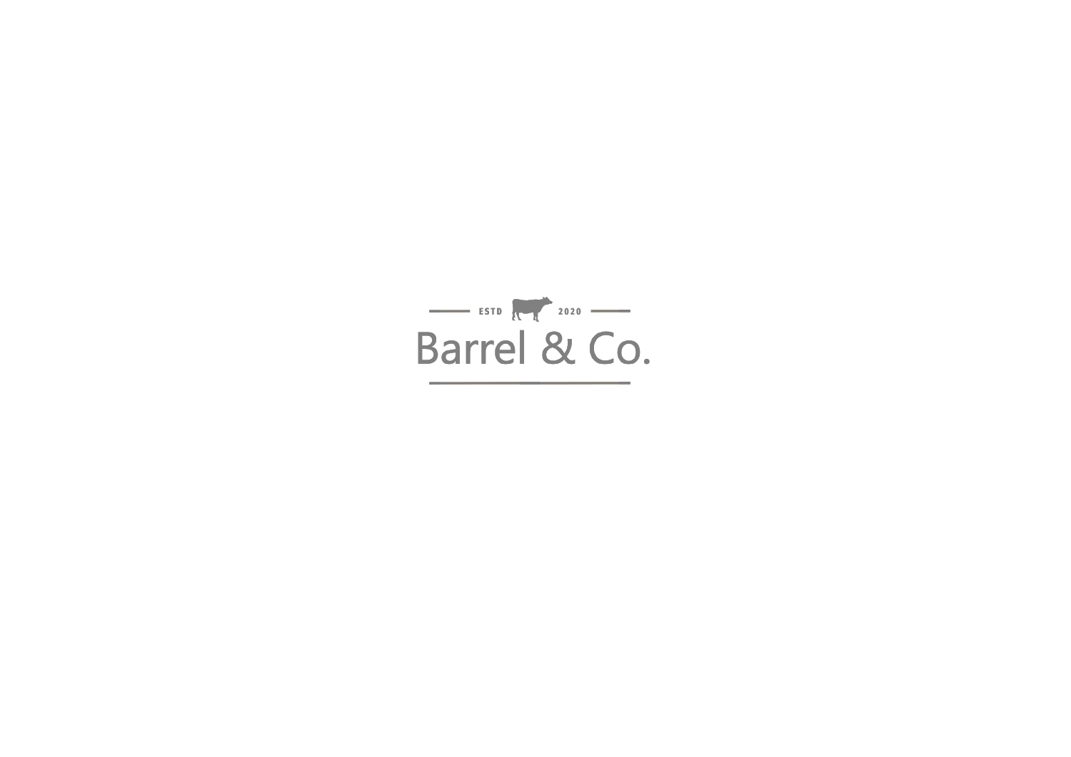ESTD 2020

# Barrel & Co.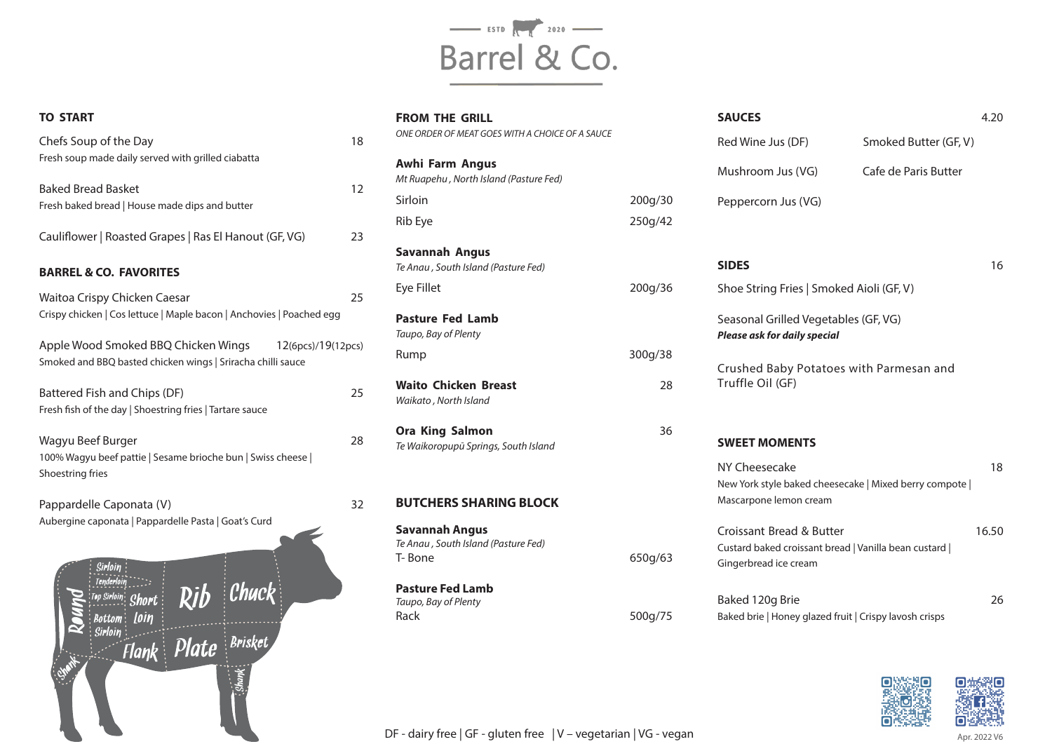ESTD 2020

# Barrel & Co.

## TO START

**Chefs Soup of the Day** — 18
Fresh soup made daily served with grilled ciabatta

**Baked Bread Basket** — 12
Fresh baked bread | House made dips and butter

**Cauliflower | Roasted Grapes | Ras El Hanout (GF, VG)** — 23

## BARREL & CO. FAVORITES

**Waitoa Crispy Chicken Caesar** — 25
Crispy chicken | Cos lettuce | Maple bacon | Anchovies | Poached egg

**Apple Wood Smoked BBQ Chicken Wings** — 12(6pcs)/19(12pcs)
Smoked and BBQ basted chicken wings | Sriracha chilli sauce

**Battered Fish and Chips (DF)** — 25
Fresh fish of the day | Shoestring fries | Tartare sauce

**Wagyu Beef Burger** — 28
100% Wagyu beef pattie | Sesame brioche bun | Swiss cheese | Shoestring fries

**Pappardelle Caponata (V)** — 32
Aubergine caponata | Pappardelle Pasta | Goat's Curd

Sirloin
Tenderloin
Top Sirloin
Short Loin
Bottom Sirloin
Round
Rib
Chuck
Flank
Plate
Brisket
Shank
Shank

## FROM THE GRILL

*ONE ORDER OF MEAT GOES WITH A CHOICE OF A SAUCE*

**Awhi Farm Angus**
*Mt Ruapehu , North Island (Pasture Fed)*

- Sirloin — 200g/30
- Rib Eye — 250g/42

**Savannah Angus**
*Te Anau , South Island (Pasture Fed)*

- Eye Fillet — 200g/36

**Pasture Fed Lamb**
*Taupo, Bay of Plenty*

- Rump — 300g/38

**Waito Chicken Breast** — 28
*Waikato , North Island*

**Ora King Salmon** — 36
*Te Waikoropupū Springs, South Island*

## BUTCHERS SHARING BLOCK

**Savannah Angus**
*Te Anau , South Island (Pasture Fed)*

- T- Bone — 650g/63

**Pasture Fed Lamb**
*Taupo, Bay of Plenty*

- Rack — 500g/75

## SAUCES — 4.20

- Red Wine Jus (DF)
- Smoked Butter (GF, V)
- Mushroom Jus (VG)
- Cafe de Paris Butter
- Peppercorn Jus (VG)

## SIDES — 16

- Shoe String Fries | Smoked Aioli (GF, V)
- Seasonal Grilled Vegetables (GF, VG)
  ***Please ask for daily special***
- Crushed Baby Potatoes with Parmesan and Truffle Oil (GF)

## SWEET MOMENTS

**NY Cheesecake** — 18
New York style baked cheesecake | Mixed berry compote | Mascarpone lemon cream

**Croissant Bread & Butter** — 16.50
Custard baked croissant bread | Vanilla bean custard | Gingerbread ice cream

**Baked 120g Brie** — 26
Baked brie | Honey glazed fruit | Crispy lavosh crisps

DF - dairy free | GF - gluten free | V – vegetarian | VG - vegan

Apr. 2022 V6